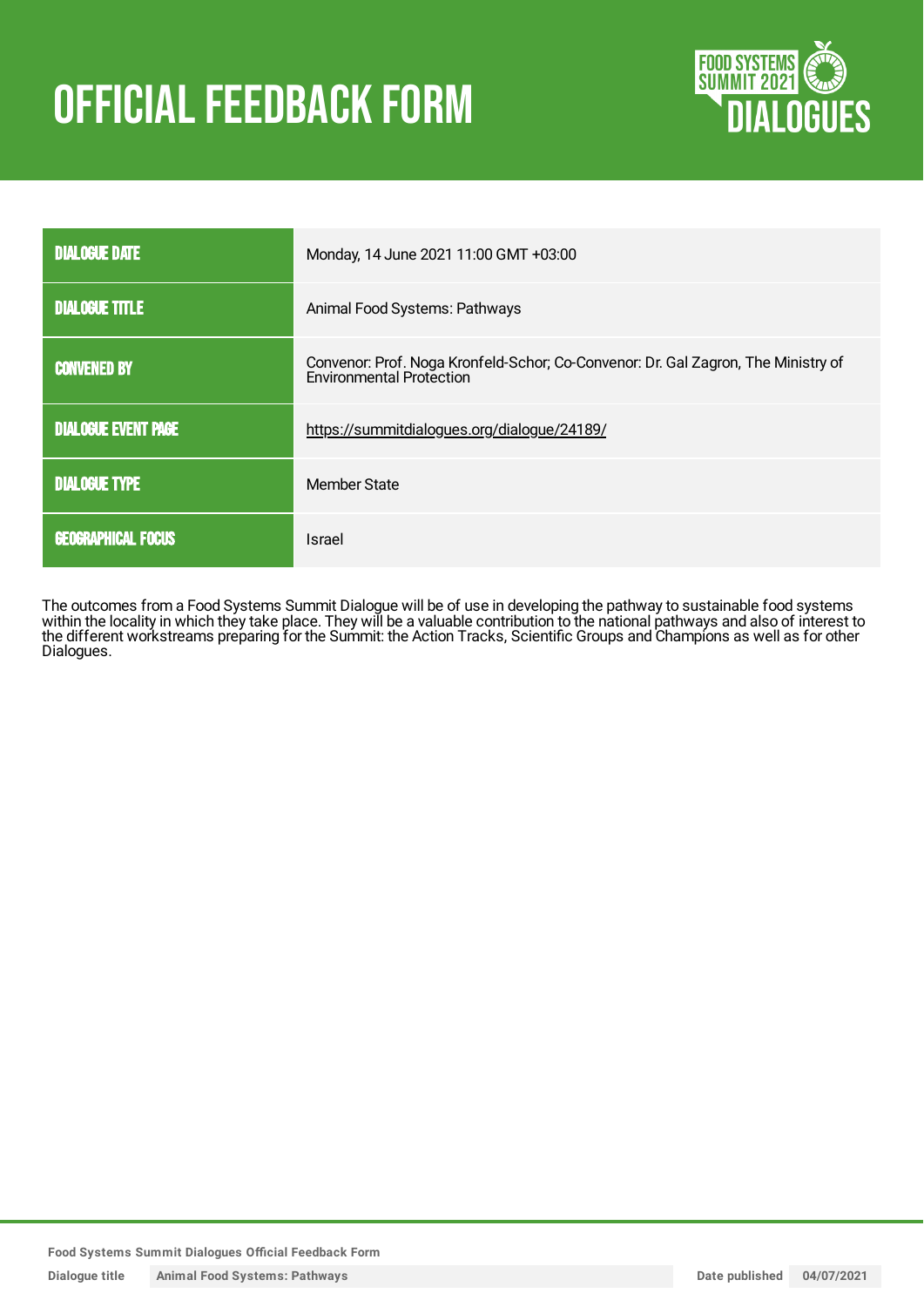# OFFICIAL FEEDBACK FORM

| | |
|---|---|
| DIALOGUE DATE | Monday, 14 June 2021 11:00 GMT +03:00 |
| DIALOGUE TITLE | Animal Food Systems: Pathways |
| CONVENED BY | Convenor: Prof. Noga Kronfeld-Schor; Co-Convenor: Dr. Gal Zagron, The Ministry of Environmental Protection |
| DIALOGUE EVENT PAGE | https://summitdialogues.org/dialogue/24189/ |
| DIALOGUE TYPE | Member State |
| GEOGRAPHICAL FOCUS | Israel |

The outcomes from a Food Systems Summit Dialogue will be of use in developing the pathway to sustainable food systems within the locality in which they take place. They will be a valuable contribution to the national pathways and also of interest to the different workstreams preparing for the Summit: the Action Tracks, Scientific Groups and Champions as well as for other Dialogues.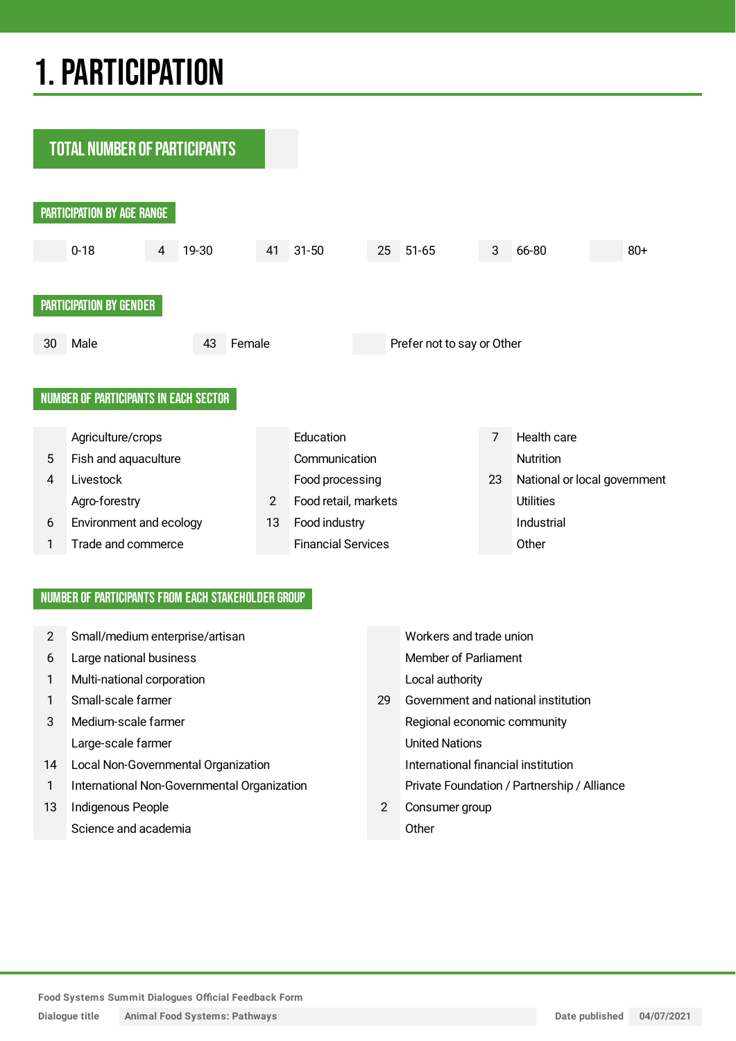# 1. PARTICIPATION

## TOTAL NUMBER OF PARTICIPANTS

### PARTICIPATION BY AGE RANGE

| Count | Age range |
|---|---|
| | 0-18 |
| 4 | 19-30 |
| 41 | 31-50 |
| 25 | 51-65 |
| 3 | 66-80 |
| | 80+ |

### PARTICIPATION BY GENDER

| Count | Gender |
|---|---|
| 30 | Male |
| 43 | Female |
| | Prefer not to say or Other |

### NUMBER OF PARTICIPANTS IN EACH SECTOR

| Count | Sector | Count | Sector | Count | Sector |
|---|---|---|---|---|---|
| | Agriculture/crops | | Education | 7 | Health care |
| 5 | Fish and aquaculture | | Communication | | Nutrition |
| 4 | Livestock | | Food processing | 23 | National or local government |
| | Agro-forestry | 2 | Food retail, markets | | Utilities |
| 6 | Environment and ecology | 13 | Food industry | | Industrial |
| 1 | Trade and commerce | | Financial Services | | Other |

### NUMBER OF PARTICIPANTS FROM EACH STAKEHOLDER GROUP

| Count | Stakeholder group | Count | Stakeholder group |
|---|---|---|---|
| 2 | Small/medium enterprise/artisan | | Workers and trade union |
| 6 | Large national business | | Member of Parliament |
| 1 | Multi-national corporation | | Local authority |
| 1 | Small-scale farmer | 29 | Government and national institution |
| 3 | Medium-scale farmer | | Regional economic community |
| | Large-scale farmer | | United Nations |
| 14 | Local Non-Governmental Organization | | International financial institution |
| 1 | International Non-Governmental Organization | | Private Foundation / Partnership / Alliance |
| 13 | Indigenous People | 2 | Consumer group |
| | Science and academia | | Other |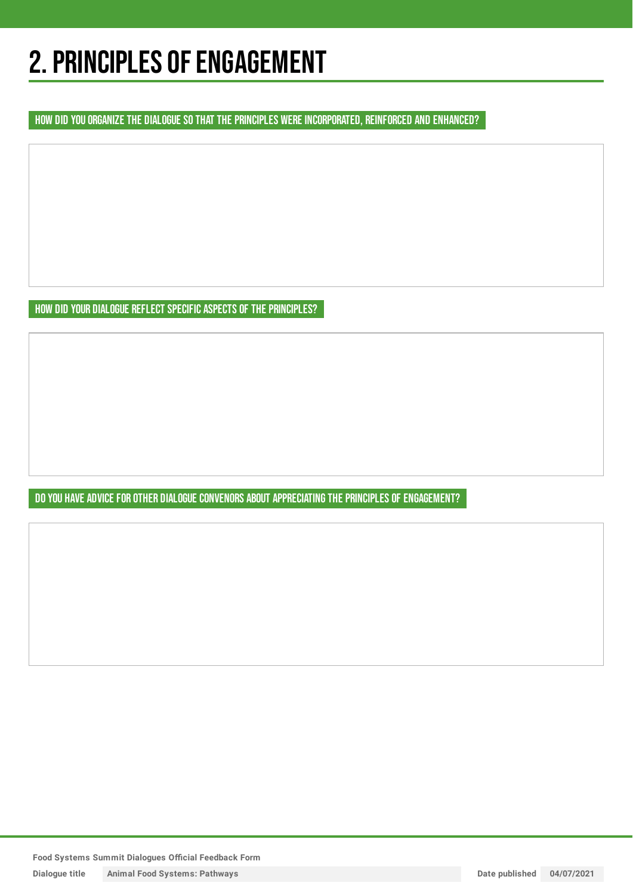# 2. PRINCIPLES OF ENGAGEMENT

**HOW DID YOU ORGANIZE THE DIALOGUE SO THAT THE PRINCIPLES WERE INCORPORATED, REINFORCED AND ENHANCED?**

**HOW DID YOUR DIALOGUE REFLECT SPECIFIC ASPECTS OF THE PRINCIPLES?**

**DO YOU HAVE ADVICE FOR OTHER DIALOGUE CONVENORS ABOUT APPRECIATING THE PRINCIPLES OF ENGAGEMENT?**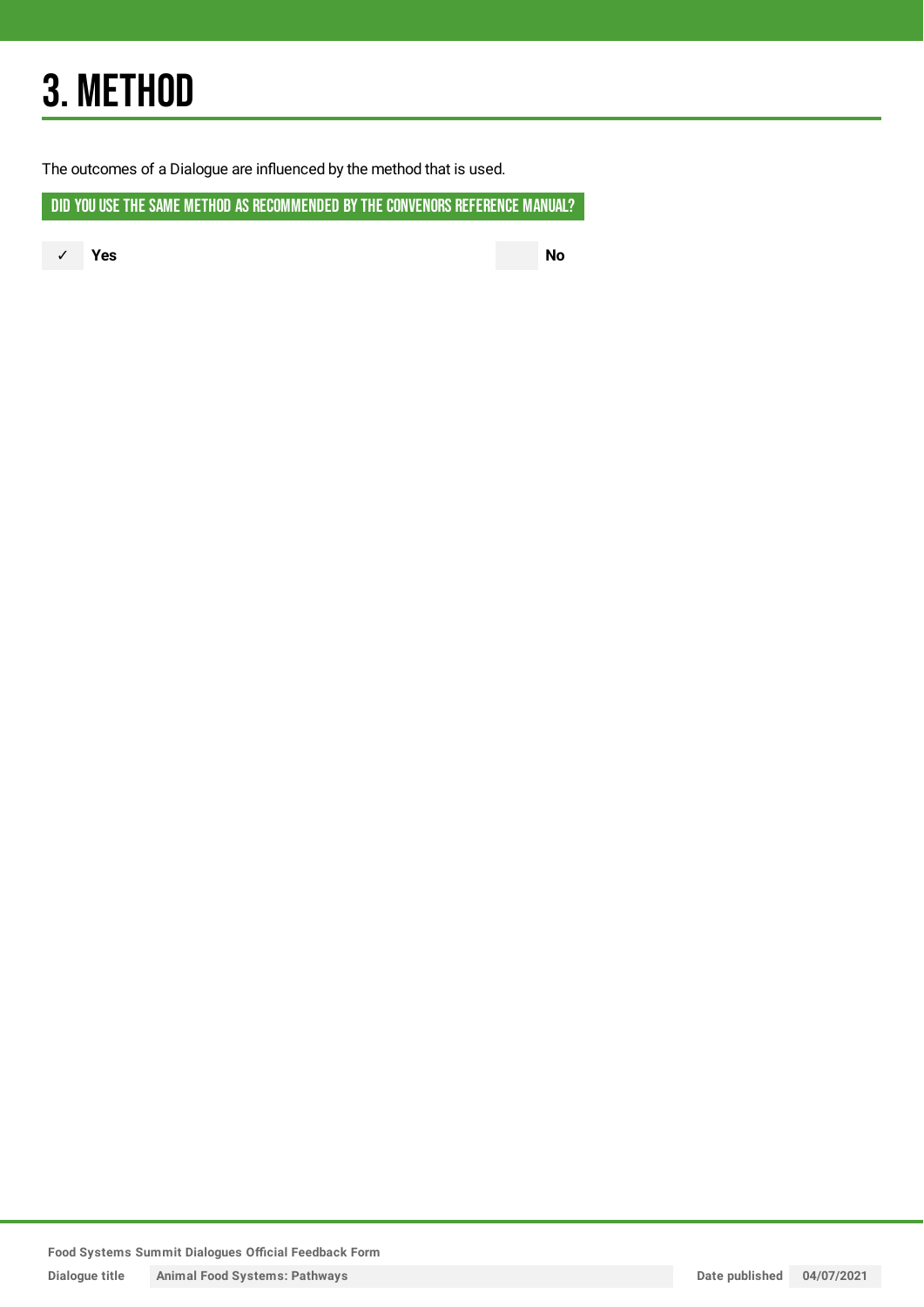# 3. METHOD

The outcomes of a Dialogue are influenced by the method that is used.

## DID YOU USE THE SAME METHOD AS RECOMMENDED BY THE CONVENORS REFERENCE MANUAL?

✓ **Yes**

**No**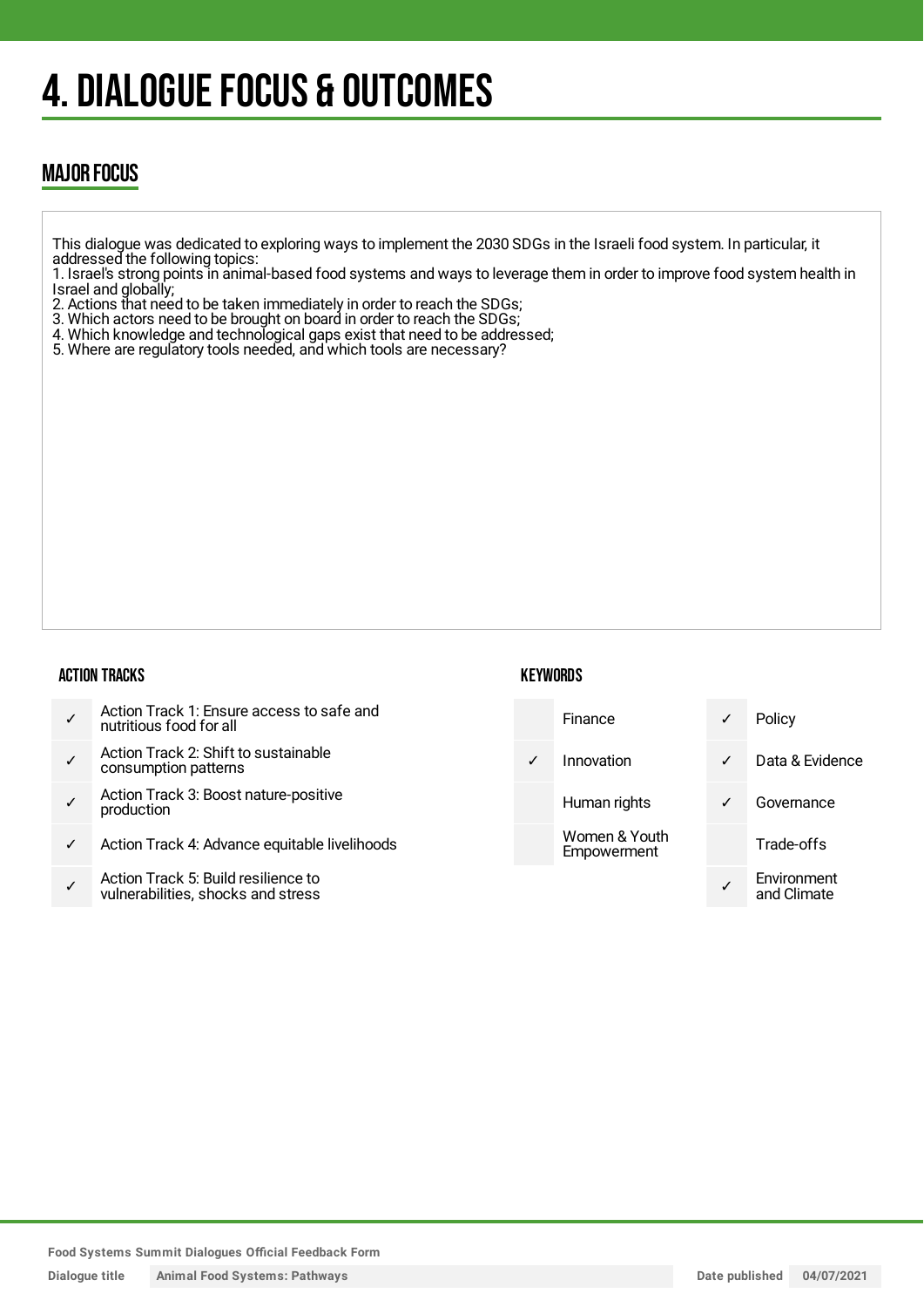# 4. DIALOGUE FOCUS & OUTCOMES

## MAJOR FOCUS

This dialogue was dedicated to exploring ways to implement the 2030 SDGs in the Israeli food system. In particular, it addressed the following topics:
1. Israel's strong points in animal-based food systems and ways to leverage them in order to improve food system health in Israel and globally;
2. Actions that need to be taken immediately in order to reach the SDGs;
3. Which actors need to be brought on board in order to reach the SDGs;
4. Which knowledge and technological gaps exist that need to be addressed;
5. Where are regulatory tools needed, and which tools are necessary?

### ACTION TRACKS

| | |
|---|---|
| ✓ | Action Track 1: Ensure access to safe and nutritious food for all |
| ✓ | Action Track 2: Shift to sustainable consumption patterns |
| ✓ | Action Track 3: Boost nature-positive production |
| ✓ | Action Track 4: Advance equitable livelihoods |
| ✓ | Action Track 5: Build resilience to vulnerabilities, shocks and stress |

### KEYWORDS

| | | | |
|---|---|---|---|
| | Finance | ✓ | Policy |
| ✓ | Innovation | ✓ | Data & Evidence |
| | Human rights | ✓ | Governance |
| | Women & Youth Empowerment | | Trade-offs |
| | | ✓ | Environment and Climate |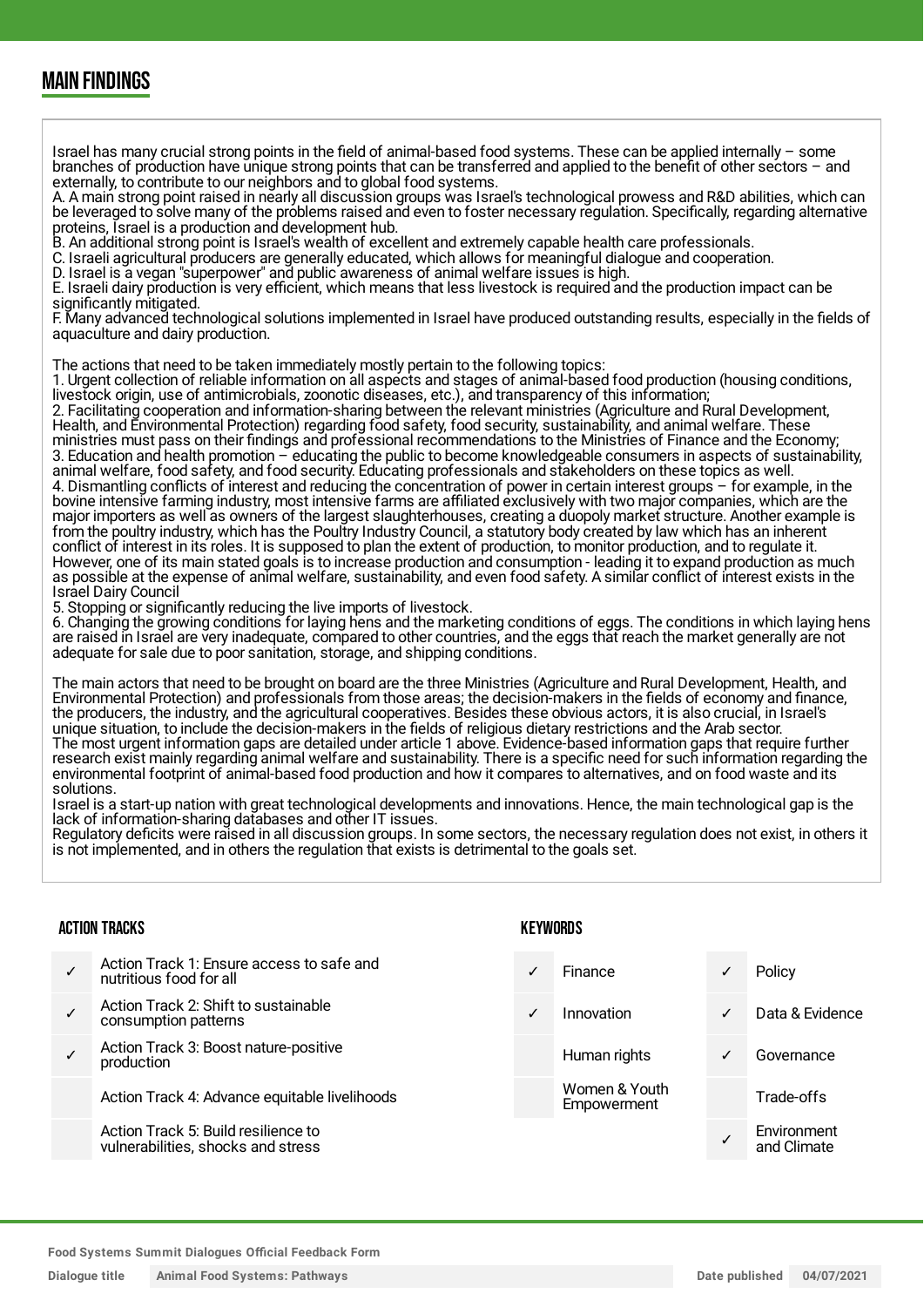## MAIN FINDINGS

Israel has many crucial strong points in the field of animal-based food systems. These can be applied internally – some branches of production have unique strong points that can be transferred and applied to the benefit of other sectors – and externally, to contribute to our neighbors and to global food systems.
A. A main strong point raised in nearly all discussion groups was Israel's technological prowess and R&D abilities, which can be leveraged to solve many of the problems raised and even to foster necessary regulation. Specifically, regarding alternative proteins, Israel is a production and development hub.
B. An additional strong point is Israel's wealth of excellent and extremely capable health care professionals.
C. Israeli agricultural producers are generally educated, which allows for meaningful dialogue and cooperation.
D. Israel is a vegan "superpower" and public awareness of animal welfare issues is high.
E. Israeli dairy production is very efficient, which means that less livestock is required and the production impact can be significantly mitigated.
F. Many advanced technological solutions implemented in Israel have produced outstanding results, especially in the fields of aquaculture and dairy production.

The actions that need to be taken immediately mostly pertain to the following topics:
1. Urgent collection of reliable information on all aspects and stages of animal-based food production (housing conditions, livestock origin, use of antimicrobials, zoonotic diseases, etc.), and transparency of this information;
2. Facilitating cooperation and information-sharing between the relevant ministries (Agriculture and Rural Development, Health, and Environmental Protection) regarding food safety, food security, sustainability, and animal welfare. These ministries must pass on their findings and professional recommendations to the Ministries of Finance and the Economy;
3. Education and health promotion – educating the public to become knowledgeable consumers in aspects of sustainability, animal welfare, food safety, and food security. Educating professionals and stakeholders on these topics as well.
4. Dismantling conflicts of interest and reducing the concentration of power in certain interest groups – for example, in the bovine intensive farming industry, most intensive farms are affiliated exclusively with two major companies, which are the major importers as well as owners of the largest slaughterhouses, creating a duopoly market structure. Another example is from the poultry industry, which has the Poultry Industry Council, a statutory body created by law which has an inherent conflict of interest in its roles. It is supposed to plan the extent of production, to monitor production, and to regulate it. However, one of its main stated goals is to increase production and consumption - leading it to expand production as much as possible at the expense of animal welfare, sustainability, and even food safety. A similar conflict of interest exists in the Israel Dairy Council
5. Stopping or significantly reducing the live imports of livestock.
6. Changing the growing conditions for laying hens and the marketing conditions of eggs. The conditions in which laying hens are raised in Israel are very inadequate, compared to other countries, and the eggs that reach the market generally are not adequate for sale due to poor sanitation, storage, and shipping conditions.

The main actors that need to be brought on board are the three Ministries (Agriculture and Rural Development, Health, and Environmental Protection) and professionals from those areas; the decision-makers in the fields of economy and finance, the producers, the industry, and the agricultural cooperatives. Besides these obvious actors, it is also crucial, in Israel's unique situation, to include the decision-makers in the fields of religious dietary restrictions and the Arab sector.
The most urgent information gaps are detailed under article 1 above. Evidence-based information gaps that require further research exist mainly regarding animal welfare and sustainability. There is a specific need for such information regarding the environmental footprint of animal-based food production and how it compares to alternatives, and on food waste and its solutions.
Israel is a start-up nation with great technological developments and innovations. Hence, the main technological gap is the lack of information-sharing databases and other IT issues.
Regulatory deficits were raised in all discussion groups. In some sectors, the necessary regulation does not exist, in others it is not implemented, and in others the regulation that exists is detrimental to the goals set.

### ACTION TRACKS

| | |
|---|---|
| ✓ | Action Track 1: Ensure access to safe and nutritious food for all |
| ✓ | Action Track 2: Shift to sustainable consumption patterns |
| ✓ | Action Track 3: Boost nature-positive production |
| | Action Track 4: Advance equitable livelihoods |
| | Action Track 5: Build resilience to vulnerabilities, shocks and stress |

### KEYWORDS

| | | | |
|---|---|---|---|
| ✓ | Finance | ✓ | Policy |
| ✓ | Innovation | ✓ | Data & Evidence |
| | Human rights | ✓ | Governance |
| | Women & Youth Empowerment | | Trade-offs |
| | | ✓ | Environment and Climate |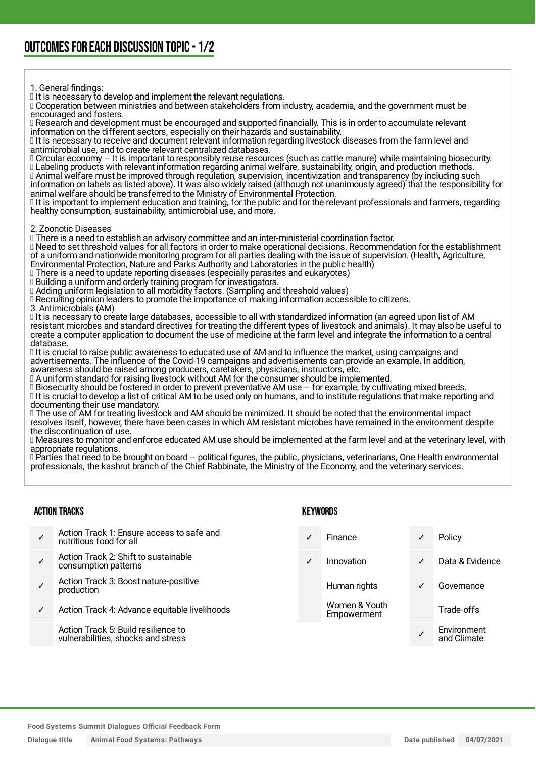## OUTCOMES FOR EACH DISCUSSION TOPIC - 1/2

1. General findings:
- It is necessary to develop and implement the relevant regulations.
- Cooperation between ministries and between stakeholders from industry, academia, and the government must be encouraged and fosters.
- Research and development must be encouraged and supported financially. This is in order to accumulate relevant information on the different sectors, especially on their hazards and sustainability.
- It is necessary to receive and document relevant information regarding livestock diseases from the farm level and antimicrobial use, and to create relevant centralized databases.
- Circular economy – It is important to responsibly reuse resources (such as cattle manure) while maintaining biosecurity.
- Labeling products with relevant information regarding animal welfare, sustainability, origin, and production methods.
- Animal welfare must be improved through regulation, supervision, incentivization and transparency (by including such information on labels as listed above). It was also widely raised (although not unanimously agreed) that the responsibility for animal welfare should be transferred to the Ministry of Environmental Protection.
- It is important to implement education and training, for the public and for the relevant professionals and farmers, regarding healthy consumption, sustainability, antimicrobial use, and more.

2. Zoonotic Diseases
- There is a need to establish an advisory committee and an inter-ministerial coordination factor.
- Need to set threshold values for all factors in order to make operational decisions. Recommendation for the establishment of a uniform and nationwide monitoring program for all parties dealing with the issue of supervision. (Health, Agriculture, Environmental Protection, Nature and Parks Authority and Laboratories in the public health)
- There is a need to update reporting diseases (especially parasites and eukaryotes)
- Building a uniform and orderly training program for investigators.
- Adding uniform legislation to all morbidity factors. (Sampling and threshold values)
- Recruiting opinion leaders to promote the importance of making information accessible to citizens.

3. Antimicrobials (AM)
- It is necessary to create large databases, accessible to all with standardized information (an agreed upon list of AM resistant microbes and standard directives for treating the different types of livestock and animals). It may also be useful to create a computer application to document the use of medicine at the farm level and integrate the information to a central database.
- It is crucial to raise public awareness to educated use of AM and to influence the market, using campaigns and advertisements. The influence of the Covid-19 campaigns and advertisements can provide an example. In addition, awareness should be raised among producers, caretakers, physicians, instructors, etc.
- A uniform standard for raising livestock without AM for the consumer should be implemented.
- Biosecurity should be fostered in order to prevent preventative AM use – for example, by cultivating mixed breeds.
- It is crucial to develop a list of critical AM to be used only on humans, and to institute regulations that make reporting and documenting their use mandatory.
- The use of AM for treating livestock and AM should be minimized. It should be noted that the environmental impact resolves itself, however, there have been cases in which AM resistant microbes have remained in the environment despite the discontinuation of use.
- Measures to monitor and enforce educated AM use should be implemented at the farm level and at the veterinary level, with appropriate regulations.
- Parties that need to be brought on board – political figures, the public, physicians, veterinarians, One Health environmental professionals, the kashrut branch of the Chief Rabbinate, the Ministry of the Economy, and the veterinary services.

### ACTION TRACKS

| | |
|---|---|
| ✓ | Action Track 1: Ensure access to safe and nutritious food for all |
| ✓ | Action Track 2: Shift to sustainable consumption patterns |
| ✓ | Action Track 3: Boost nature-positive production |
| ✓ | Action Track 4: Advance equitable livelihoods |
| | Action Track 5: Build resilience to vulnerabilities, shocks and stress |

### KEYWORDS

| | | | |
|---|---|---|---|
| ✓ | Finance | ✓ | Policy |
| ✓ | Innovation | ✓ | Data & Evidence |
| | Human rights | ✓ | Governance |
| | Women & Youth Empowerment | | Trade-offs |
| | | ✓ | Environment and Climate |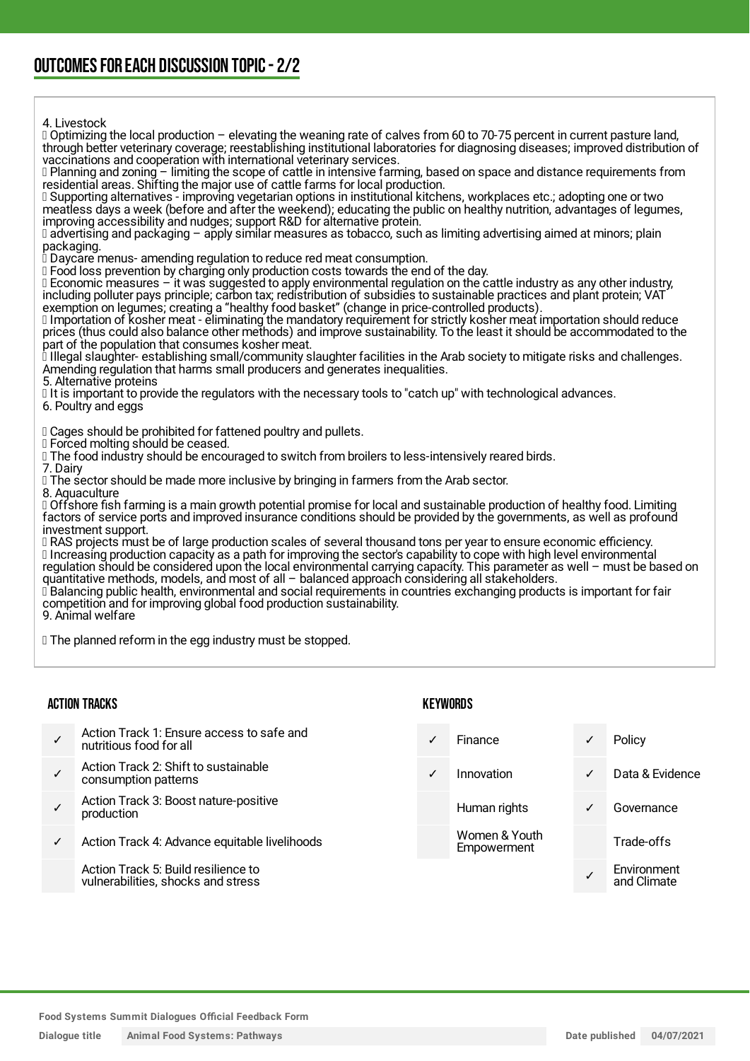## OUTCOMES FOR EACH DISCUSSION TOPIC - 2/2

4. Livestock
- Optimizing the local production – elevating the weaning rate of calves from 60 to 70-75 percent in current pasture land, through better veterinary coverage; reestablishing institutional laboratories for diagnosing diseases; improved distribution of vaccinations and cooperation with international veterinary services.
- Planning and zoning – limiting the scope of cattle in intensive farming, based on space and distance requirements from residential areas. Shifting the major use of cattle farms for local production.
- Supporting alternatives - improving vegetarian options in institutional kitchens, workplaces etc.; adopting one or two meatless days a week (before and after the weekend); educating the public on healthy nutrition, advantages of legumes, improving accessibility and nudges; support R&D for alternative protein.
- advertising and packaging – apply similar measures as tobacco, such as limiting advertising aimed at minors; plain packaging.
- Daycare menus- amending regulation to reduce red meat consumption.
- Food loss prevention by charging only production costs towards the end of the day.
- Economic measures – it was suggested to apply environmental regulation on the cattle industry as any other industry, including polluter pays principle; carbon tax; redistribution of subsidies to sustainable practices and plant protein; VAT exemption on legumes; creating a "healthy food basket" (change in price-controlled products).
- Importation of kosher meat - eliminating the mandatory requirement for strictly kosher meat importation should reduce prices (thus could also balance other methods) and improve sustainability. To the least it should be accommodated to the part of the population that consumes kosher meat.
- Illegal slaughter- establishing small/community slaughter facilities in the Arab society to mitigate risks and challenges. Amending regulation that harms small producers and generates inequalities.

5. Alternative proteins
- It is important to provide the regulators with the necessary tools to "catch up" with technological advances.

6. Poultry and eggs

- Cages should be prohibited for fattened poultry and pullets.
- Forced molting should be ceased.
- The food industry should be encouraged to switch from broilers to less-intensively reared birds.

7. Dairy
- The sector should be made more inclusive by bringing in farmers from the Arab sector.

8. Aquaculture
- Offshore fish farming is a main growth potential promise for local and sustainable production of healthy food. Limiting factors of service ports and improved insurance conditions should be provided by the governments, as well as profound investment support.
- RAS projects must be of large production scales of several thousand tons per year to ensure economic efficiency.
- Increasing production capacity as a path for improving the sector's capability to cope with high level environmental regulation should be considered upon the local environmental carrying capacity. This parameter as well – must be based on quantitative methods, models, and most of all – balanced approach considering all stakeholders.
- Balancing public health, environmental and social requirements in countries exchanging products is important for fair competition and for improving global food production sustainability.

9. Animal welfare

- The planned reform in the egg industry must be stopped.

### ACTION TRACKS

| | |
|---|---|
| ✓ | Action Track 1: Ensure access to safe and nutritious food for all |
| ✓ | Action Track 2: Shift to sustainable consumption patterns |
| ✓ | Action Track 3: Boost nature-positive production |
| ✓ | Action Track 4: Advance equitable livelihoods |
| | Action Track 5: Build resilience to vulnerabilities, shocks and stress |

### KEYWORDS

| | | | |
|---|---|---|---|
| ✓ | Finance | ✓ | Policy |
| ✓ | Innovation | ✓ | Data & Evidence |
| | Human rights | ✓ | Governance |
| | Women & Youth Empowerment | | Trade-offs |
| | | ✓ | Environment and Climate |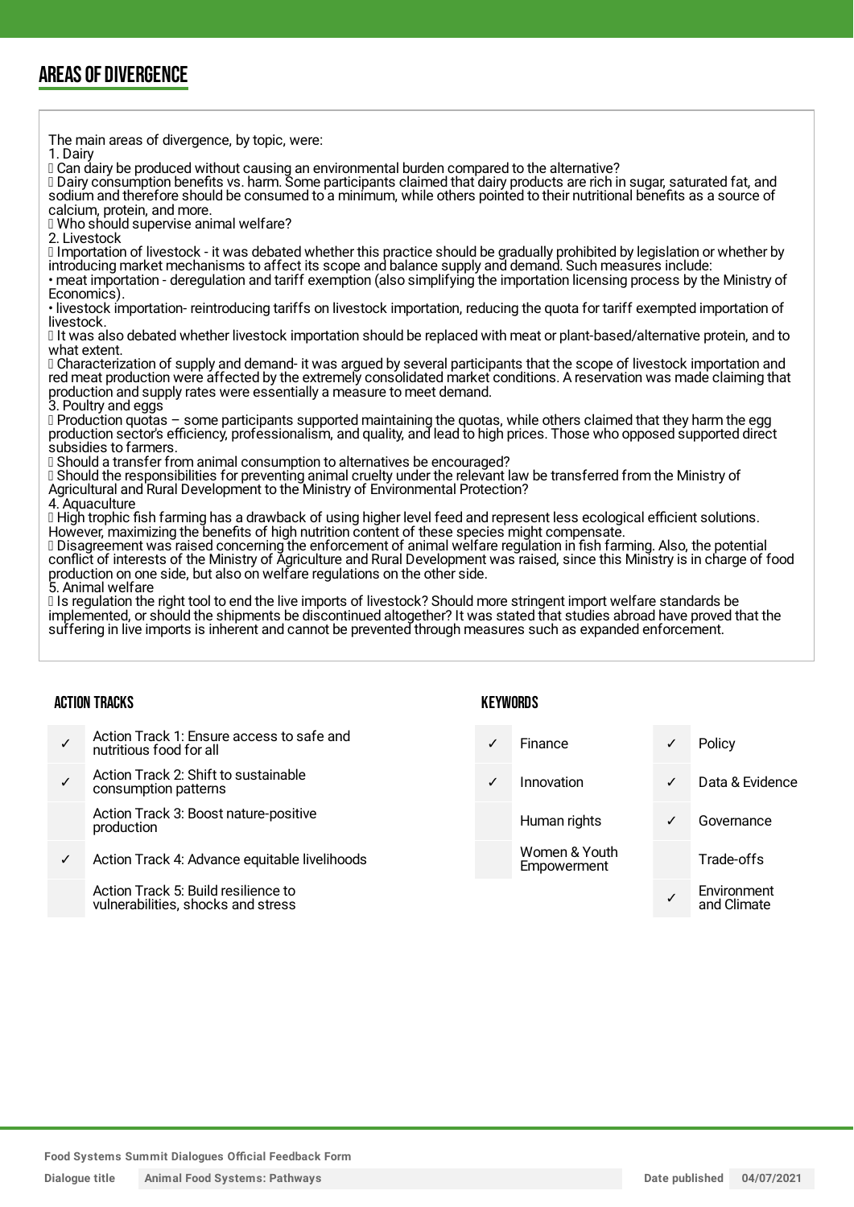## AREAS OF DIVERGENCE

The main areas of divergence, by topic, were:

1. Dairy

- Can dairy be produced without causing an environmental burden compared to the alternative?
- Dairy consumption benefits vs. harm. Some participants claimed that dairy products are rich in sugar, saturated fat, and sodium and therefore should be consumed to a minimum, while others pointed to their nutritional benefits as a source of calcium, protein, and more.
- Who should supervise animal welfare?

2. Livestock

- Importation of livestock - it was debated whether this practice should be gradually prohibited by legislation or whether by introducing market mechanisms to affect its scope and balance supply and demand. Such measures include:
  - meat importation - deregulation and tariff exemption (also simplifying the importation licensing process by the Ministry of Economics).
  - livestock importation- reintroducing tariffs on livestock importation, reducing the quota for tariff exempted importation of livestock.
- It was also debated whether livestock importation should be replaced with meat or plant-based/alternative protein, and to what extent.
- Characterization of supply and demand- it was argued by several participants that the scope of livestock importation and red meat production were affected by the extremely consolidated market conditions. A reservation was made claiming that production and supply rates were essentially a measure to meet demand.

3. Poultry and eggs

- Production quotas – some participants supported maintaining the quotas, while others claimed that they harm the egg production sector's efficiency, professionalism, and quality, and lead to high prices. Those who opposed supported direct subsidies to farmers.
- Should a transfer from animal consumption to alternatives be encouraged?
- Should the responsibilities for preventing animal cruelty under the relevant law be transferred from the Ministry of Agricultural and Rural Development to the Ministry of Environmental Protection?

4. Aquaculture

- High trophic fish farming has a drawback of using higher level feed and represent less ecological efficient solutions. However, maximizing the benefits of high nutrition content of these species might compensate.
- Disagreement was raised concerning the enforcement of animal welfare regulation in fish farming. Also, the potential conflict of interests of the Ministry of Agriculture and Rural Development was raised, since this Ministry is in charge of food production on one side, but also on welfare regulations on the other side.

5. Animal welfare

- Is regulation the right tool to end the live imports of livestock? Should more stringent import welfare standards be implemented, or should the shipments be discontinued altogether? It was stated that studies abroad have proved that the suffering in live imports is inherent and cannot be prevented through measures such as expanded enforcement.

### ACTION TRACKS

| | |
|---|---|
| ✓ | Action Track 1: Ensure access to safe and nutritious food for all |
| ✓ | Action Track 2: Shift to sustainable consumption patterns |
| | Action Track 3: Boost nature-positive production |
| ✓ | Action Track 4: Advance equitable livelihoods |
| | Action Track 5: Build resilience to vulnerabilities, shocks and stress |

### KEYWORDS

| | | | |
|---|---|---|---|
| ✓ | Finance | ✓ | Policy |
| ✓ | Innovation | ✓ | Data & Evidence |
| | Human rights | ✓ | Governance |
| | Women & Youth Empowerment | | Trade-offs |
| | | ✓ | Environment and Climate |